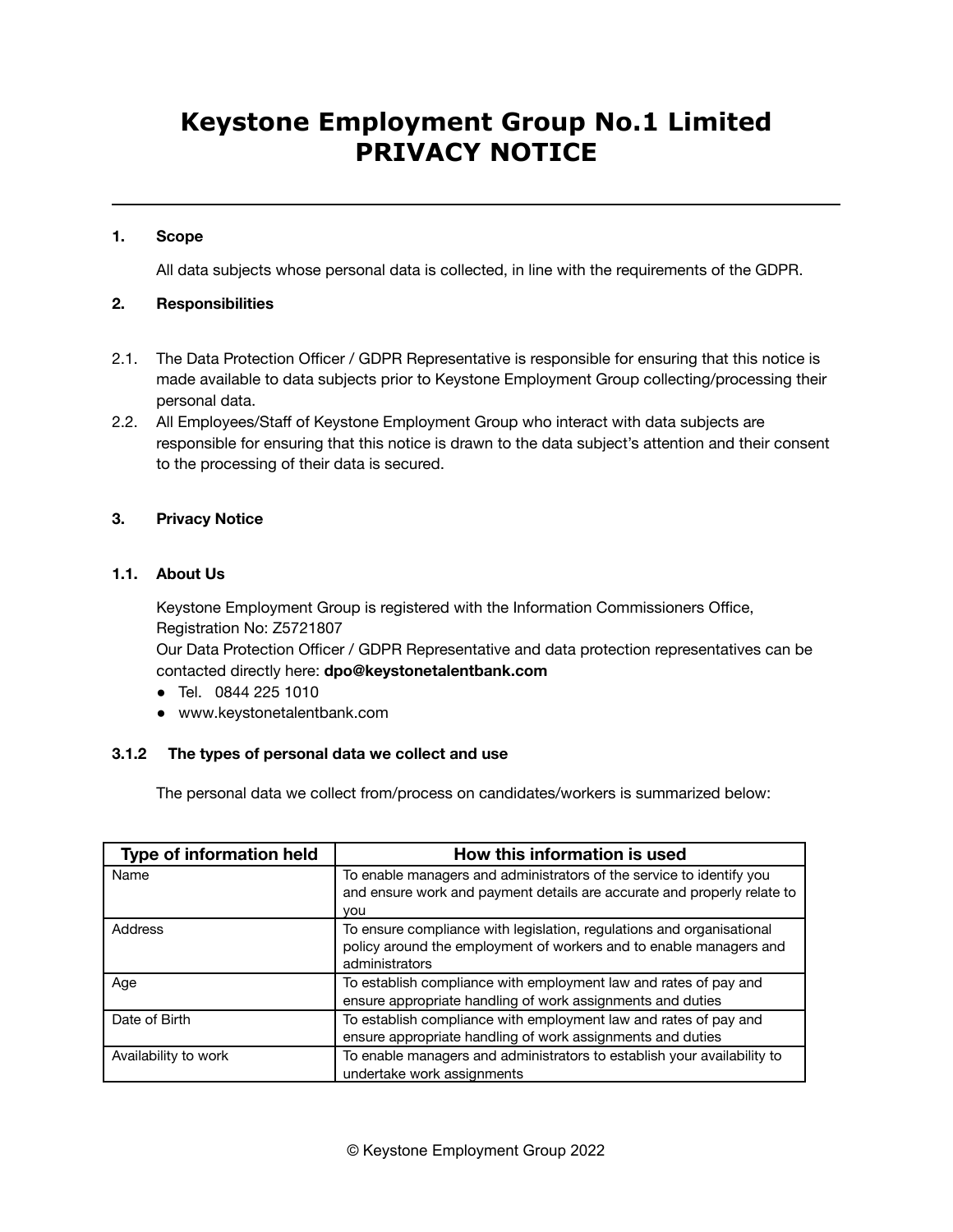# Keystone Employment Group No.1 Limited
# PRIVACY NOTICE

---

**1. Scope**

All data subjects whose personal data is collected, in line with the requirements of the GDPR.

**2. Responsibilities**

2.1. The Data Protection Officer / GDPR Representative is responsible for ensuring that this notice is made available to data subjects prior to Keystone Employment Group collecting/processing their personal data.

2.2. All Employees/Staff of Keystone Employment Group who interact with data subjects are responsible for ensuring that this notice is drawn to the data subject's attention and their consent to the processing of their data is secured.

**3. Privacy Notice**

**1.1. About Us**

Keystone Employment Group is registered with the Information Commissioners Office, Registration No: Z5721807

Our Data Protection Officer / GDPR Representative and data protection representatives can be contacted directly here: **dpo@keystonetalentbank.com**

- Tel. 0844 225 1010
- www.keystonetalentbank.com

**3.1.2 The types of personal data we collect and use**

The personal data we collect from/process on candidates/workers is summarized below:

| Type of information held | How this information is used |
|---|---|
| Name | To enable managers and administrators of the service to identify you and ensure work and payment details are accurate and properly relate to you |
| Address | To ensure compliance with legislation, regulations and organisational policy around the employment of workers and to enable managers and administrators |
| Age | To establish compliance with employment law and rates of pay and ensure appropriate handling of work assignments and duties |
| Date of Birth | To establish compliance with employment law and rates of pay and ensure appropriate handling of work assignments and duties |
| Availability to work | To enable managers and administrators to establish your availability to undertake work assignments |

© Keystone Employment Group 2022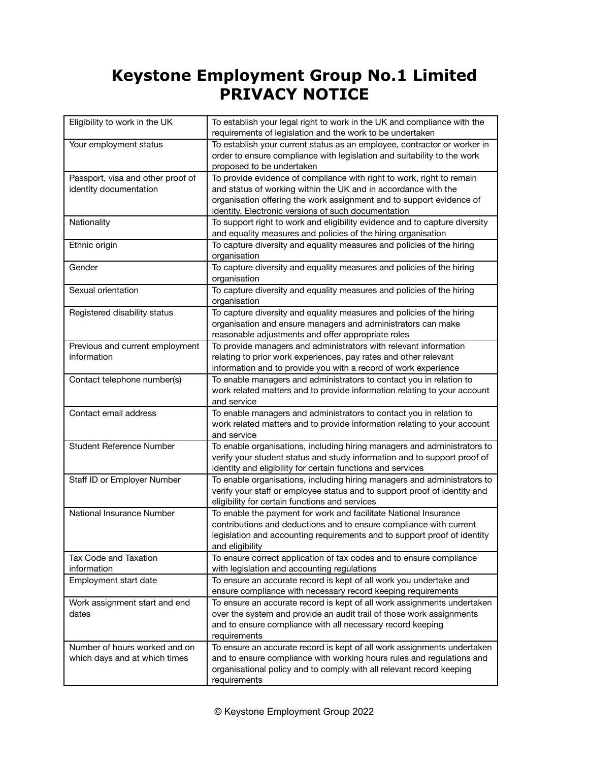# Keystone Employment Group No.1 Limited
# PRIVACY NOTICE

| | |
|---|---|
| Eligibility to work in the UK | To establish your legal right to work in the UK and compliance with the requirements of legislation and the work to be undertaken |
| Your employment status | To establish your current status as an employee, contractor or worker in order to ensure compliance with legislation and suitability to the work proposed to be undertaken |
| Passport, visa and other proof of identity documentation | To provide evidence of compliance with right to work, right to remain and status of working within the UK and in accordance with the organisation offering the work assignment and to support evidence of identity. Electronic versions of such documentation |
| Nationality | To support right to work and eligibility evidence and to capture diversity and equality measures and policies of the hiring organisation |
| Ethnic origin | To capture diversity and equality measures and policies of the hiring organisation |
| Gender | To capture diversity and equality measures and policies of the hiring organisation |
| Sexual orientation | To capture diversity and equality measures and policies of the hiring organisation |
| Registered disability status | To capture diversity and equality measures and policies of the hiring organisation and ensure managers and administrators can make reasonable adjustments and offer appropriate roles |
| Previous and current employment information | To provide managers and administrators with relevant information relating to prior work experiences, pay rates and other relevant information and to provide you with a record of work experience |
| Contact telephone number(s) | To enable managers and administrators to contact you in relation to work related matters and to provide information relating to your account and service |
| Contact email address | To enable managers and administrators to contact you in relation to work related matters and to provide information relating to your account and service |
| Student Reference Number | To enable organisations, including hiring managers and administrators to verify your student status and study information and to support proof of identity and eligibility for certain functions and services |
| Staff ID or Employer Number | To enable organisations, including hiring managers and administrators to verify your staff or employee status and to support proof of identity and eligibility for certain functions and services |
| National Insurance Number | To enable the payment for work and facilitate National Insurance contributions and deductions and to ensure compliance with current legislation and accounting requirements and to support proof of identity and eligibility |
| Tax Code and Taxation information | To ensure correct application of tax codes and to ensure compliance with legislation and accounting regulations |
| Employment start date | To ensure an accurate record is kept of all work you undertake and ensure compliance with necessary record keeping requirements |
| Work assignment start and end dates | To ensure an accurate record is kept of all work assignments undertaken over the system and provide an audit trail of those work assignments and to ensure compliance with all necessary record keeping requirements |
| Number of hours worked and on which days and at which times | To ensure an accurate record is kept of all work assignments undertaken and to ensure compliance with working hours rules and regulations and organisational policy and to comply with all relevant record keeping requirements |

© Keystone Employment Group 2022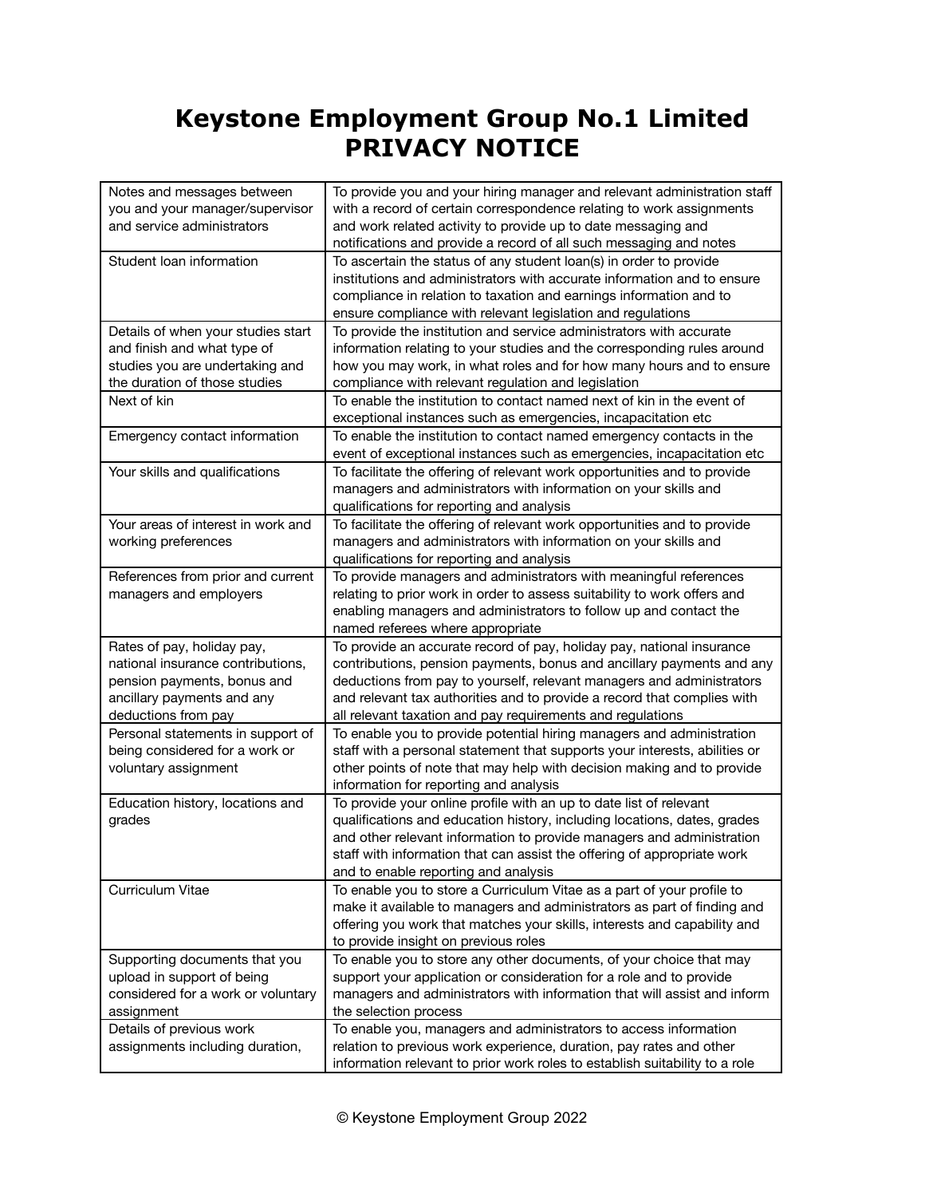# Keystone Employment Group No.1 Limited
# PRIVACY NOTICE

| | |
|---|---|
| Notes and messages between you and your manager/supervisor and service administrators | To provide you and your hiring manager and relevant administration staff with a record of certain correspondence relating to work assignments and work related activity to provide up to date messaging and notifications and provide a record of all such messaging and notes |
| Student loan information | To ascertain the status of any student loan(s) in order to provide institutions and administrators with accurate information and to ensure compliance in relation to taxation and earnings information and to ensure compliance with relevant legislation and regulations |
| Details of when your studies start and finish and what type of studies you are undertaking and the duration of those studies | To provide the institution and service administrators with accurate information relating to your studies and the corresponding rules around how you may work, in what roles and for how many hours and to ensure compliance with relevant regulation and legislation |
| Next of kin | To enable the institution to contact named next of kin in the event of exceptional instances such as emergencies, incapacitation etc |
| Emergency contact information | To enable the institution to contact named emergency contacts in the event of exceptional instances such as emergencies, incapacitation etc |
| Your skills and qualifications | To facilitate the offering of relevant work opportunities and to provide managers and administrators with information on your skills and qualifications for reporting and analysis |
| Your areas of interest in work and working preferences | To facilitate the offering of relevant work opportunities and to provide managers and administrators with information on your skills and qualifications for reporting and analysis |
| References from prior and current managers and employers | To provide managers and administrators with meaningful references relating to prior work in order to assess suitability to work offers and enabling managers and administrators to follow up and contact the named referees where appropriate |
| Rates of pay, holiday pay, national insurance contributions, pension payments, bonus and ancillary payments and any deductions from pay | To provide an accurate record of pay, holiday pay, national insurance contributions, pension payments, bonus and ancillary payments and any deductions from pay to yourself, relevant managers and administrators and relevant tax authorities and to provide a record that complies with all relevant taxation and pay requirements and regulations |
| Personal statements in support of being considered for a work or voluntary assignment | To enable you to provide potential hiring managers and administration staff with a personal statement that supports your interests, abilities or other points of note that may help with decision making and to provide information for reporting and analysis |
| Education history, locations and grades | To provide your online profile with an up to date list of relevant qualifications and education history, including locations, dates, grades and other relevant information to provide managers and administration staff with information that can assist the offering of appropriate work and to enable reporting and analysis |
| Curriculum Vitae | To enable you to store a Curriculum Vitae as a part of your profile to make it available to managers and administrators as part of finding and offering you work that matches your skills, interests and capability and to provide insight on previous roles |
| Supporting documents that you upload in support of being considered for a work or voluntary assignment | To enable you to store any other documents, of your choice that may support your application or consideration for a role and to provide managers and administrators with information that will assist and inform the selection process |
| Details of previous work assignments including duration, | To enable you, managers and administrators to access information relation to previous work experience, duration, pay rates and other information relevant to prior work roles to establish suitability to a role |

© Keystone Employment Group 2022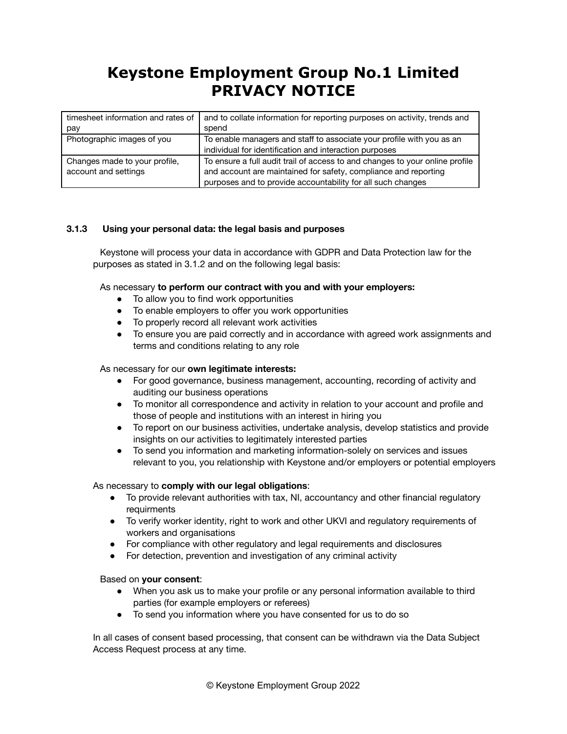# Keystone Employment Group No.1 Limited PRIVACY NOTICE

| | |
|---|---|
| timesheet information and rates of pay | and to collate information for reporting purposes on activity, trends and spend |
| Photographic images of you | To enable managers and staff to associate your profile with you as an individual for identification and interaction purposes |
| Changes made to your profile, account and settings | To ensure a full audit trail of access to and changes to your online profile and account are maintained for safety, compliance and reporting purposes and to provide accountability for all such changes |

### 3.1.3 Using your personal data: the legal basis and purposes

Keystone will process your data in accordance with GDPR and Data Protection law for the purposes as stated in 3.1.2 and on the following legal basis:

As necessary **to perform our contract with you and with your employers:**

- To allow you to find work opportunities
- To enable employers to offer you work opportunities
- To properly record all relevant work activities
- To ensure you are paid correctly and in accordance with agreed work assignments and terms and conditions relating to any role

As necessary for our **own legitimate interests:**

- For good governance, business management, accounting, recording of activity and auditing our business operations
- To monitor all correspondence and activity in relation to your account and profile and those of people and institutions with an interest in hiring you
- To report on our business activities, undertake analysis, develop statistics and provide insights on our activities to legitimately interested parties
- To send you information and marketing information-solely on services and issues relevant to you, you relationship with Keystone and/or employers or potential employers

As necessary to **comply with our legal obligations**:

- To provide relevant authorities with tax, NI, accountancy and other financial regulatory requirments
- To verify worker identity, right to work and other UKVI and regulatory requirements of workers and organisations
- For compliance with other regulatory and legal requirements and disclosures
- For detection, prevention and investigation of any criminal activity

Based on **your consent**:

- When you ask us to make your profile or any personal information available to third parties (for example employers or referees)
- To send you information where you have consented for us to do so

In all cases of consent based processing, that consent can be withdrawn via the Data Subject Access Request process at any time.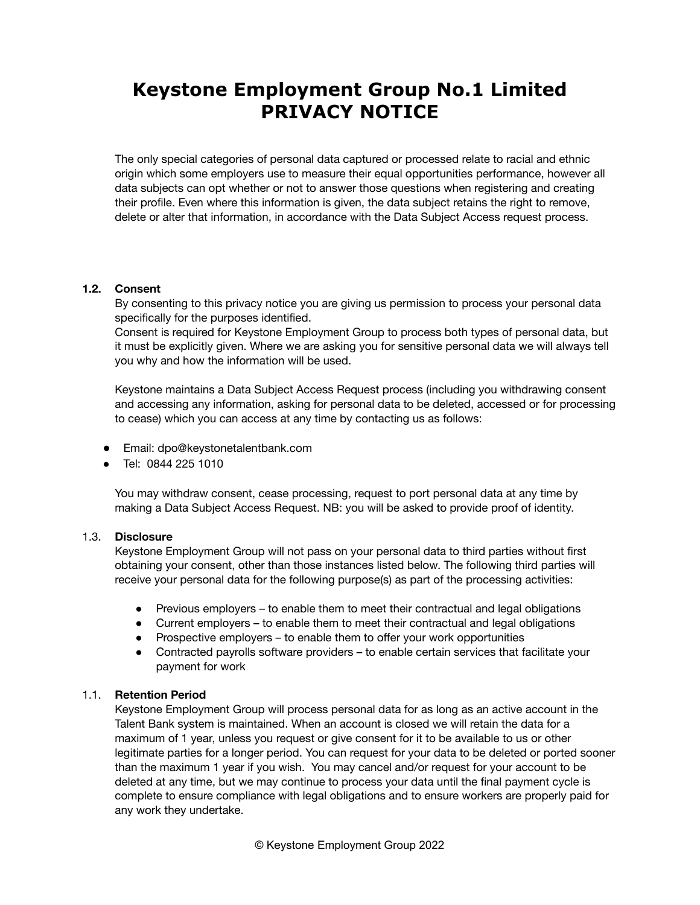# Keystone Employment Group No.1 Limited
# PRIVACY NOTICE

The only special categories of personal data captured or processed relate to racial and ethnic origin which some employers use to measure their equal opportunities performance, however all data subjects can opt whether or not to answer those questions when registering and creating their profile. Even where this information is given, the data subject retains the right to remove, delete or alter that information, in accordance with the Data Subject Access request process.

### 1.2. Consent

By consenting to this privacy notice you are giving us permission to process your personal data specifically for the purposes identified.
Consent is required for Keystone Employment Group to process both types of personal data, but it must be explicitly given. Where we are asking you for sensitive personal data we will always tell you why and how the information will be used.

Keystone maintains a Data Subject Access Request process (including you withdrawing consent and accessing any information, asking for personal data to be deleted, accessed or for processing to cease) which you can access at any time by contacting us as follows:

- Email: dpo@keystonetalentbank.com
- Tel: 0844 225 1010

You may withdraw consent, cease processing, request to port personal data at any time by making a Data Subject Access Request. NB: you will be asked to provide proof of identity.

### 1.3. Disclosure

Keystone Employment Group will not pass on your personal data to third parties without first obtaining your consent, other than those instances listed below. The following third parties will receive your personal data for the following purpose(s) as part of the processing activities:

- Previous employers – to enable them to meet their contractual and legal obligations
- Current employers – to enable them to meet their contractual and legal obligations
- Prospective employers – to enable them to offer your work opportunities
- Contracted payrolls software providers – to enable certain services that facilitate your payment for work

### 1.1. Retention Period

Keystone Employment Group will process personal data for as long as an active account in the Talent Bank system is maintained. When an account is closed we will retain the data for a maximum of 1 year, unless you request or give consent for it to be available to us or other legitimate parties for a longer period. You can request for your data to be deleted or ported sooner than the maximum 1 year if you wish. You may cancel and/or request for your account to be deleted at any time, but we may continue to process your data until the final payment cycle is complete to ensure compliance with legal obligations and to ensure workers are properly paid for any work they undertake.

© Keystone Employment Group 2022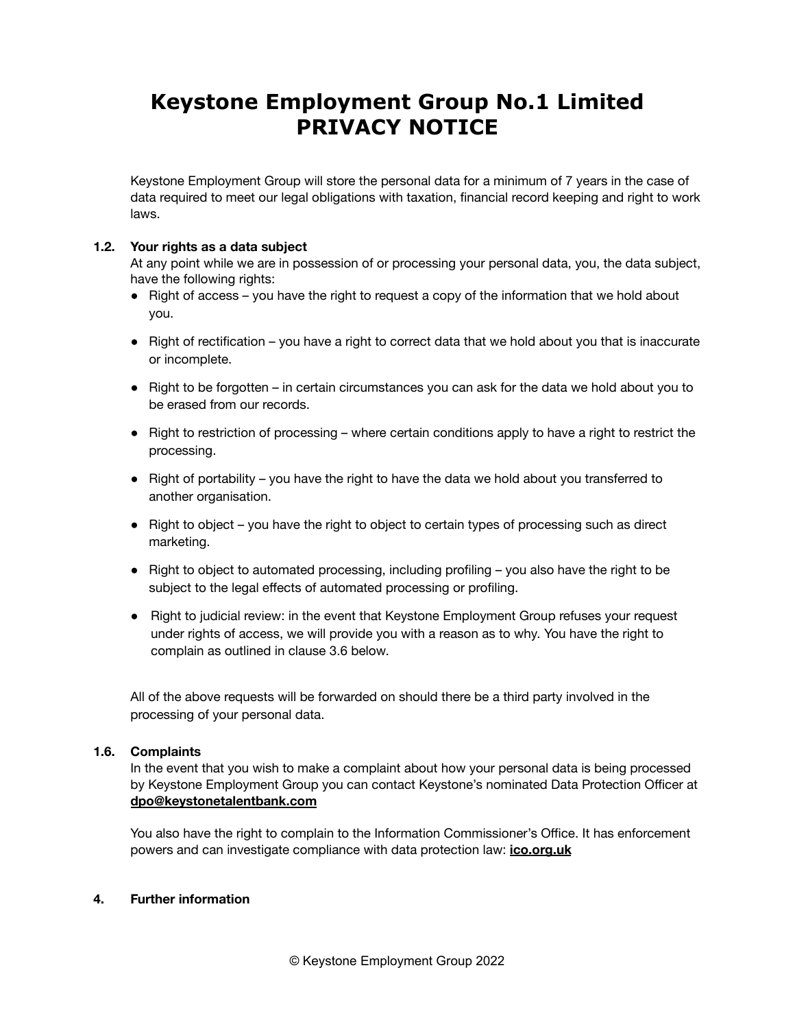# Keystone Employment Group No.1 Limited PRIVACY NOTICE

Keystone Employment Group will store the personal data for a minimum of 7 years in the case of data required to meet our legal obligations with taxation, financial record keeping and right to work laws.

**1.2. Your rights as a data subject**

At any point while we are in possession of or processing your personal data, you, the data subject, have the following rights:

- Right of access – you have the right to request a copy of the information that we hold about you.
- Right of rectification – you have a right to correct data that we hold about you that is inaccurate or incomplete.
- Right to be forgotten – in certain circumstances you can ask for the data we hold about you to be erased from our records.
- Right to restriction of processing – where certain conditions apply to have a right to restrict the processing.
- Right of portability – you have the right to have the data we hold about you transferred to another organisation.
- Right to object – you have the right to object to certain types of processing such as direct marketing.
- Right to object to automated processing, including profiling – you also have the right to be subject to the legal effects of automated processing or profiling.
- Right to judicial review: in the event that Keystone Employment Group refuses your request under rights of access, we will provide you with a reason as to why. You have the right to complain as outlined in clause 3.6 below.

All of the above requests will be forwarded on should there be a third party involved in the processing of your personal data.

**1.6. Complaints**

In the event that you wish to make a complaint about how your personal data is being processed by Keystone Employment Group you can contact Keystone's nominated Data Protection Officer at **dpo@keystonetalentbank.com**

You also have the right to complain to the Information Commissioner's Office. It has enforcement powers and can investigate compliance with data protection law: **ico.org.uk**

**4. Further information**

© Keystone Employment Group 2022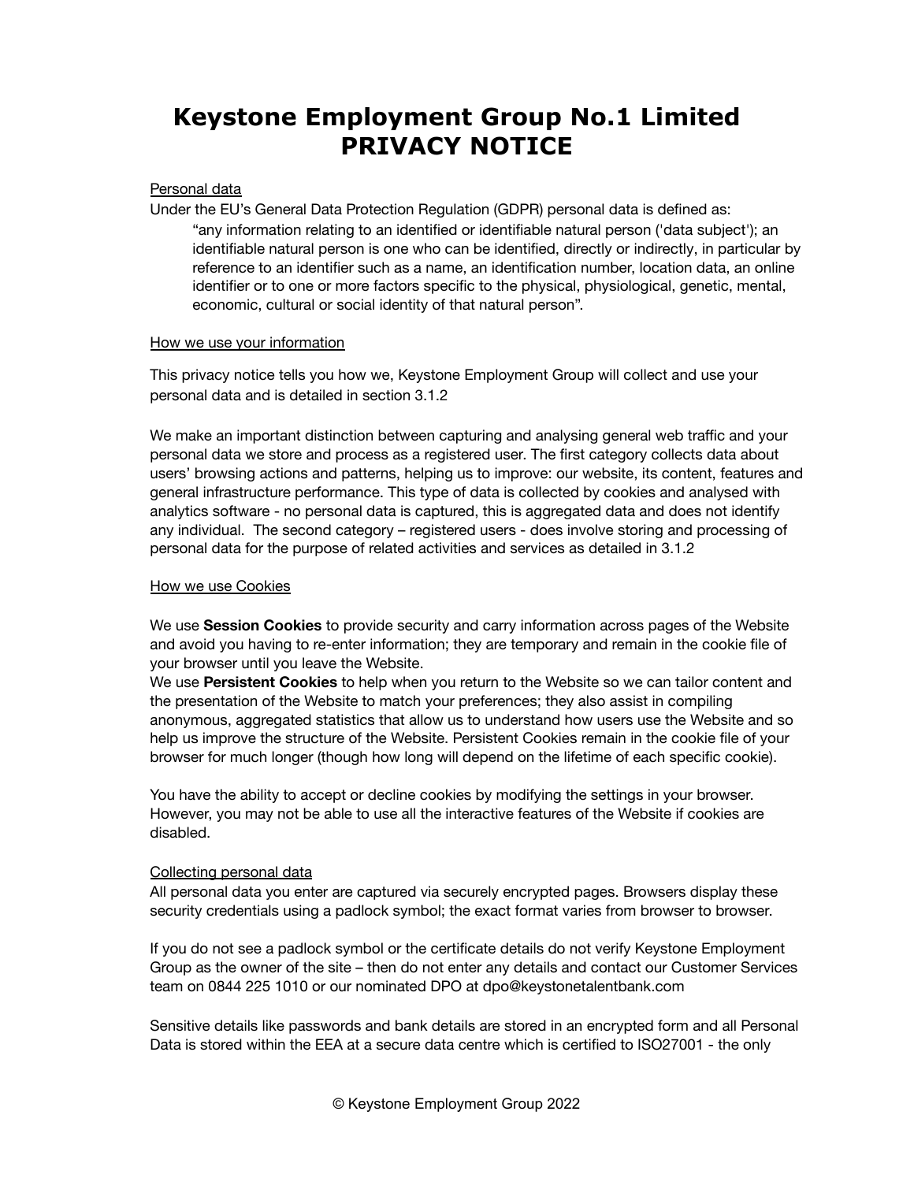# Keystone Employment Group No.1 Limited
# PRIVACY NOTICE

Personal data

Under the EU's General Data Protection Regulation (GDPR) personal data is defined as:

> "any information relating to an identified or identifiable natural person ('data subject'); an identifiable natural person is one who can be identified, directly or indirectly, in particular by reference to an identifier such as a name, an identification number, location data, an online identifier or to one or more factors specific to the physical, physiological, genetic, mental, economic, cultural or social identity of that natural person".

How we use your information

This privacy notice tells you how we, Keystone Employment Group will collect and use your personal data and is detailed in section 3.1.2

We make an important distinction between capturing and analysing general web traffic and your personal data we store and process as a registered user. The first category collects data about users' browsing actions and patterns, helping us to improve: our website, its content, features and general infrastructure performance. This type of data is collected by cookies and analysed with analytics software - no personal data is captured, this is aggregated data and does not identify any individual. The second category – registered users - does involve storing and processing of personal data for the purpose of related activities and services as detailed in 3.1.2

How we use Cookies

We use **Session Cookies** to provide security and carry information across pages of the Website and avoid you having to re-enter information; they are temporary and remain in the cookie file of your browser until you leave the Website.

We use **Persistent Cookies** to help when you return to the Website so we can tailor content and the presentation of the Website to match your preferences; they also assist in compiling anonymous, aggregated statistics that allow us to understand how users use the Website and so help us improve the structure of the Website. Persistent Cookies remain in the cookie file of your browser for much longer (though how long will depend on the lifetime of each specific cookie).

You have the ability to accept or decline cookies by modifying the settings in your browser. However, you may not be able to use all the interactive features of the Website if cookies are disabled.

Collecting personal data

All personal data you enter are captured via securely encrypted pages. Browsers display these security credentials using a padlock symbol; the exact format varies from browser to browser.

If you do not see a padlock symbol or the certificate details do not verify Keystone Employment Group as the owner of the site – then do not enter any details and contact our Customer Services team on 0844 225 1010 or our nominated DPO at dpo@keystonetalentbank.com

Sensitive details like passwords and bank details are stored in an encrypted form and all Personal Data is stored within the EEA at a secure data centre which is certified to ISO27001 - the only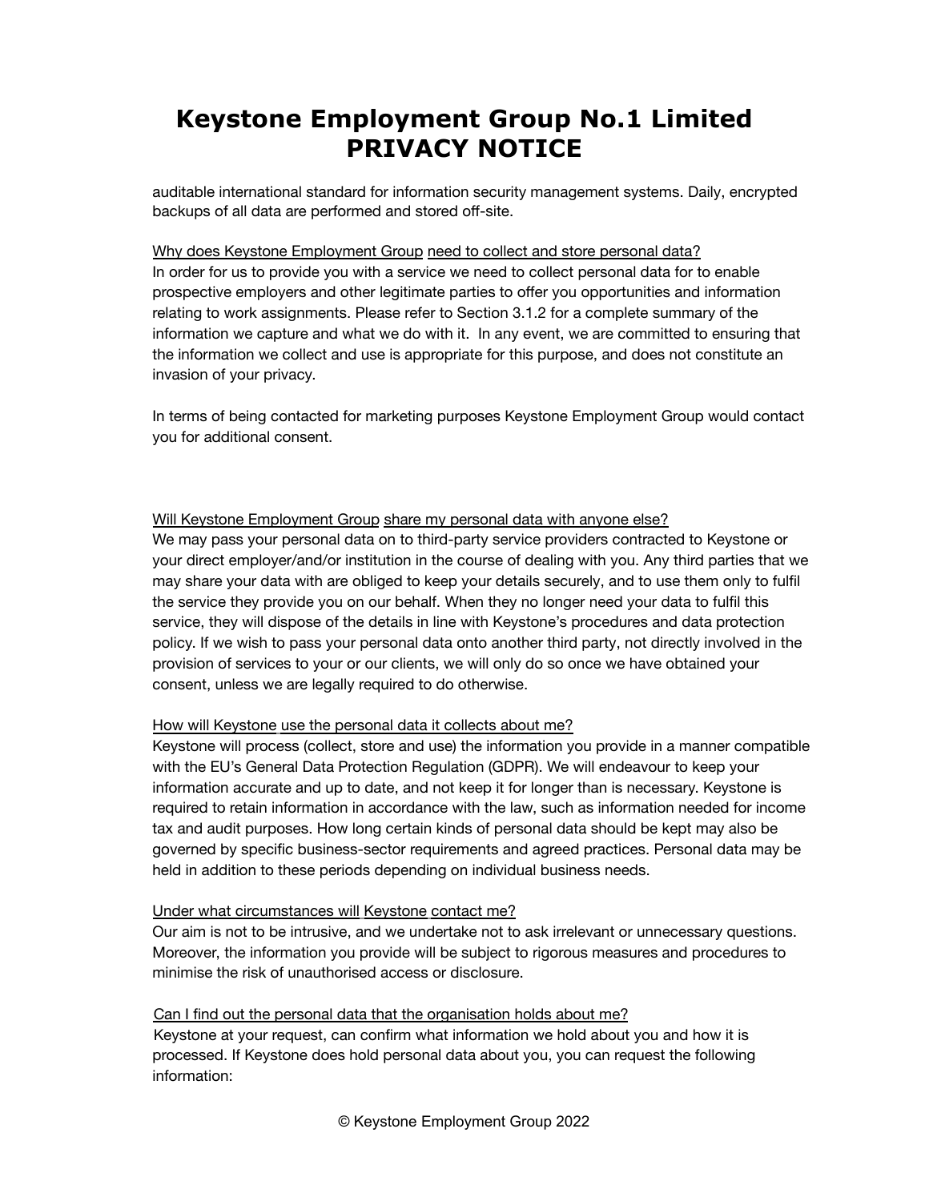auditable international standard for information security management systems. Daily, encrypted backups of all data are performed and stored off-site.

Why does Keystone Employment Group need to collect and store personal data?

In order for us to provide you with a service we need to collect personal data for to enable prospective employers and other legitimate parties to offer you opportunities and information relating to work assignments. Please refer to Section 3.1.2 for a complete summary of the information we capture and what we do with it. In any event, we are committed to ensuring that the information we collect and use is appropriate for this purpose, and does not constitute an invasion of your privacy.

In terms of being contacted for marketing purposes Keystone Employment Group would contact you for additional consent.

Will Keystone Employment Group share my personal data with anyone else?

We may pass your personal data on to third-party service providers contracted to Keystone or your direct employer/and/or institution in the course of dealing with you. Any third parties that we may share your data with are obliged to keep your details securely, and to use them only to fulfil the service they provide you on our behalf. When they no longer need your data to fulfil this service, they will dispose of the details in line with Keystone's procedures and data protection policy. If we wish to pass your personal data onto another third party, not directly involved in the provision of services to your or our clients, we will only do so once we have obtained your consent, unless we are legally required to do otherwise.

How will Keystone use the personal data it collects about me?

Keystone will process (collect, store and use) the information you provide in a manner compatible with the EU's General Data Protection Regulation (GDPR). We will endeavour to keep your information accurate and up to date, and not keep it for longer than is necessary. Keystone is required to retain information in accordance with the law, such as information needed for income tax and audit purposes. How long certain kinds of personal data should be kept may also be governed by specific business-sector requirements and agreed practices. Personal data may be held in addition to these periods depending on individual business needs.

Under what circumstances will Keystone contact me?

Our aim is not to be intrusive, and we undertake not to ask irrelevant or unnecessary questions. Moreover, the information you provide will be subject to rigorous measures and procedures to minimise the risk of unauthorised access or disclosure.

Can I find out the personal data that the organisation holds about me?

Keystone at your request, can confirm what information we hold about you and how it is processed. If Keystone does hold personal data about you, you can request the following information: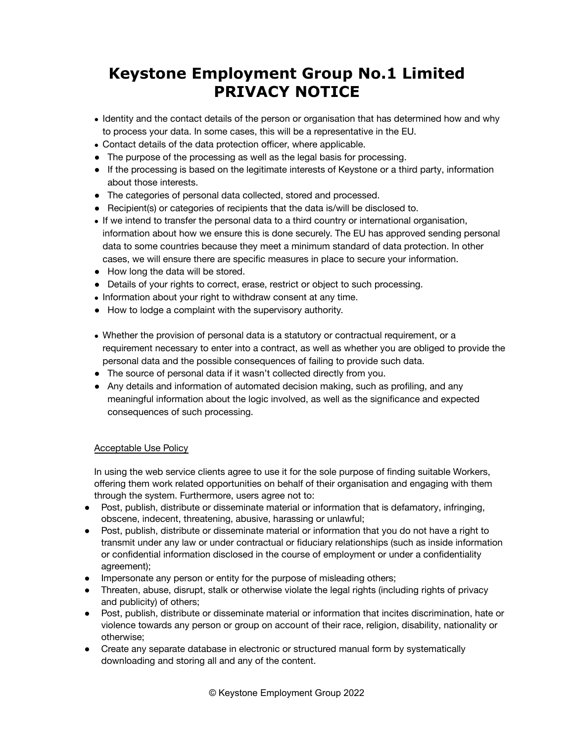# Keystone Employment Group No.1 Limited
# PRIVACY NOTICE

- Identity and the contact details of the person or organisation that has determined how and why to process your data. In some cases, this will be a representative in the EU.
- Contact details of the data protection officer, where applicable.
- The purpose of the processing as well as the legal basis for processing.
- If the processing is based on the legitimate interests of Keystone or a third party, information about those interests.
- The categories of personal data collected, stored and processed.
- Recipient(s) or categories of recipients that the data is/will be disclosed to.
- If we intend to transfer the personal data to a third country or international organisation, information about how we ensure this is done securely. The EU has approved sending personal data to some countries because they meet a minimum standard of data protection. In other cases, we will ensure there are specific measures in place to secure your information.
- How long the data will be stored.
- Details of your rights to correct, erase, restrict or object to such processing.
- Information about your right to withdraw consent at any time.
- How to lodge a complaint with the supervisory authority.

- Whether the provision of personal data is a statutory or contractual requirement, or a requirement necessary to enter into a contract, as well as whether you are obliged to provide the personal data and the possible consequences of failing to provide such data.
- The source of personal data if it wasn't collected directly from you.
- Any details and information of automated decision making, such as profiling, and any meaningful information about the logic involved, as well as the significance and expected consequences of such processing.

<u>Acceptable Use Policy</u>

In using the web service clients agree to use it for the sole purpose of finding suitable Workers, offering them work related opportunities on behalf of their organisation and engaging with them through the system. Furthermore, users agree not to:

- Post, publish, distribute or disseminate material or information that is defamatory, infringing, obscene, indecent, threatening, abusive, harassing or unlawful;
- Post, publish, distribute or disseminate material or information that you do not have a right to transmit under any law or under contractual or fiduciary relationships (such as inside information or confidential information disclosed in the course of employment or under a confidentiality agreement);
- Impersonate any person or entity for the purpose of misleading others;
- Threaten, abuse, disrupt, stalk or otherwise violate the legal rights (including rights of privacy and publicity) of others;
- Post, publish, distribute or disseminate material or information that incites discrimination, hate or violence towards any person or group on account of their race, religion, disability, nationality or otherwise;
- Create any separate database in electronic or structured manual form by systematically downloading and storing all and any of the content.

© Keystone Employment Group 2022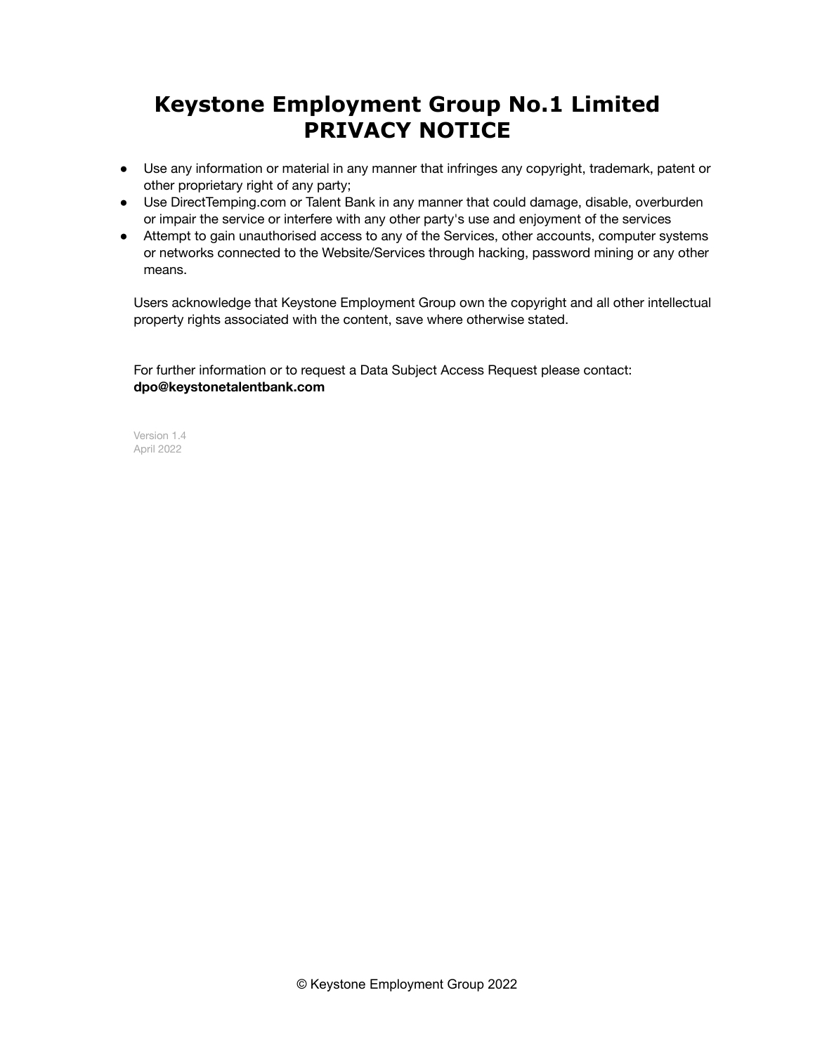- Use any information or material in any manner that infringes any copyright, trademark, patent or other proprietary right of any party;
- Use DirectTemping.com or Talent Bank in any manner that could damage, disable, overburden or impair the service or interfere with any other party's use and enjoyment of the services
- Attempt to gain unauthorised access to any of the Services, other accounts, computer systems or networks connected to the Website/Services through hacking, password mining or any other means.

Users acknowledge that Keystone Employment Group own the copyright and all other intellectual property rights associated with the content, save where otherwise stated.

For further information or to request a Data Subject Access Request please contact:
**dpo@keystonetalentbank.com**

Version 1.4
April 2022